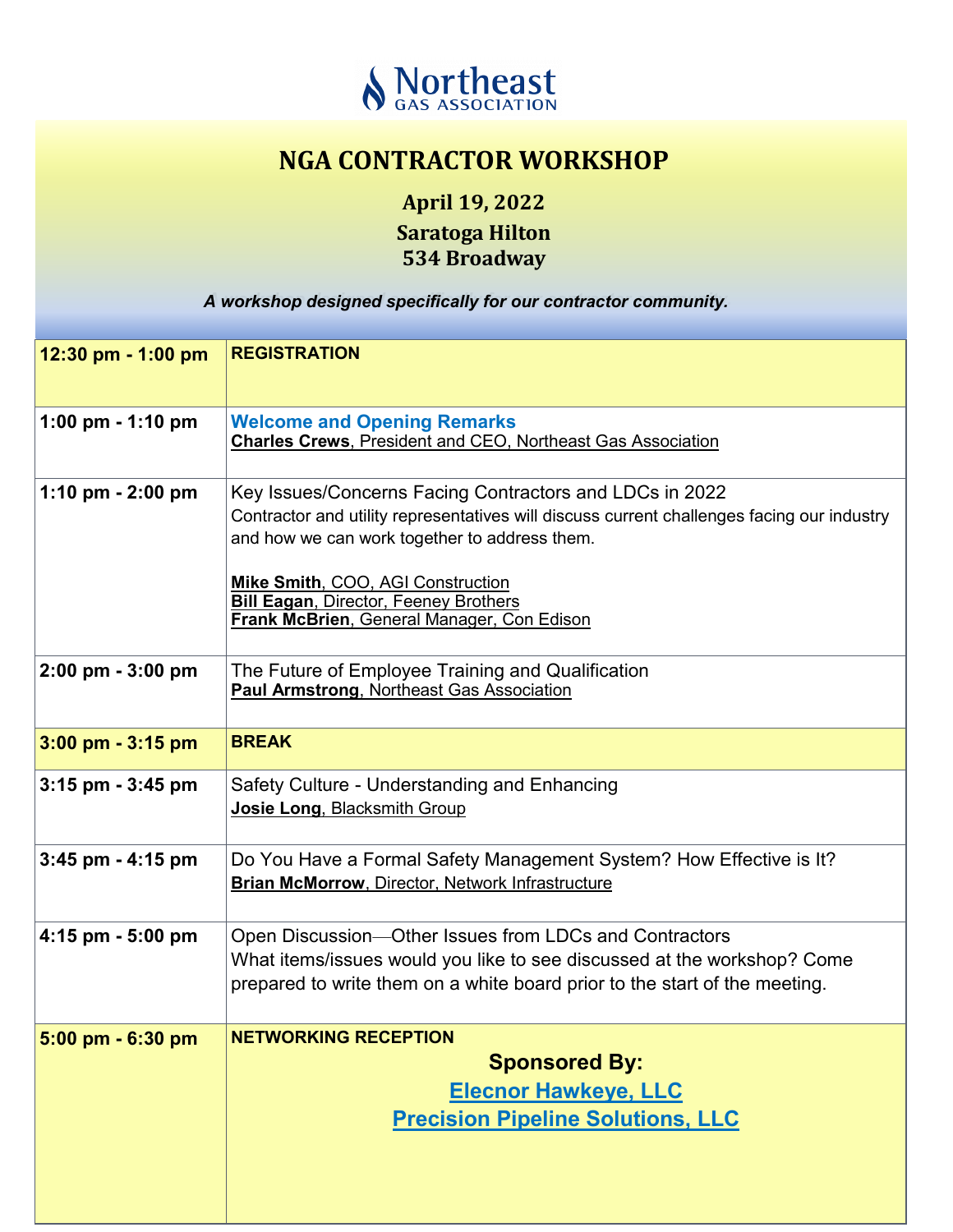Northeast GAS ASSOCIATION

# NGA CONTRACTOR WORKSHOP

## April 19, 2022

### Saratoga Hilton
### 534 Broadway

***A workshop designed specifically for our contractor community.***

| | |
|---|---|
| **12:30 pm - 1:00 pm** | **REGISTRATION** |
| **1:00 pm - 1:10 pm** | **Welcome and Opening Remarks**<br>**Charles Crews**, President and CEO, Northeast Gas Association |
| **1:10 pm - 2:00 pm** | Key Issues/Concerns Facing Contractors and LDCs in 2022<br>Contractor and utility representatives will discuss current challenges facing our industry and how we can work together to address them.<br><br>**Mike Smith**, COO, AGI Construction<br>**Bill Eagan**, Director, Feeney Brothers<br>**Frank McBrien**, General Manager, Con Edison |
| **2:00 pm - 3:00 pm** | The Future of Employee Training and Qualification<br>**Paul Armstrong**, Northeast Gas Association |
| **3:00 pm - 3:15 pm** | **BREAK** |
| **3:15 pm - 3:45 pm** | Safety Culture - Understanding and Enhancing<br>**Josie Long**, Blacksmith Group |
| **3:45 pm - 4:15 pm** | Do You Have a Formal Safety Management System? How Effective is It?<br>**Brian McMorrow**, Director, Network Infrastructure |
| **4:15 pm - 5:00 pm** | Open Discussion—Other Issues from LDCs and Contractors<br>What items/issues would you like to see discussed at the workshop? Come prepared to write them on a white board prior to the start of the meeting. |
| **5:00 pm - 6:30 pm** | **NETWORKING RECEPTION**<br>**Sponsored By:**<br>**Elecnor Hawkeye, LLC**<br>**Precision Pipeline Solutions, LLC** |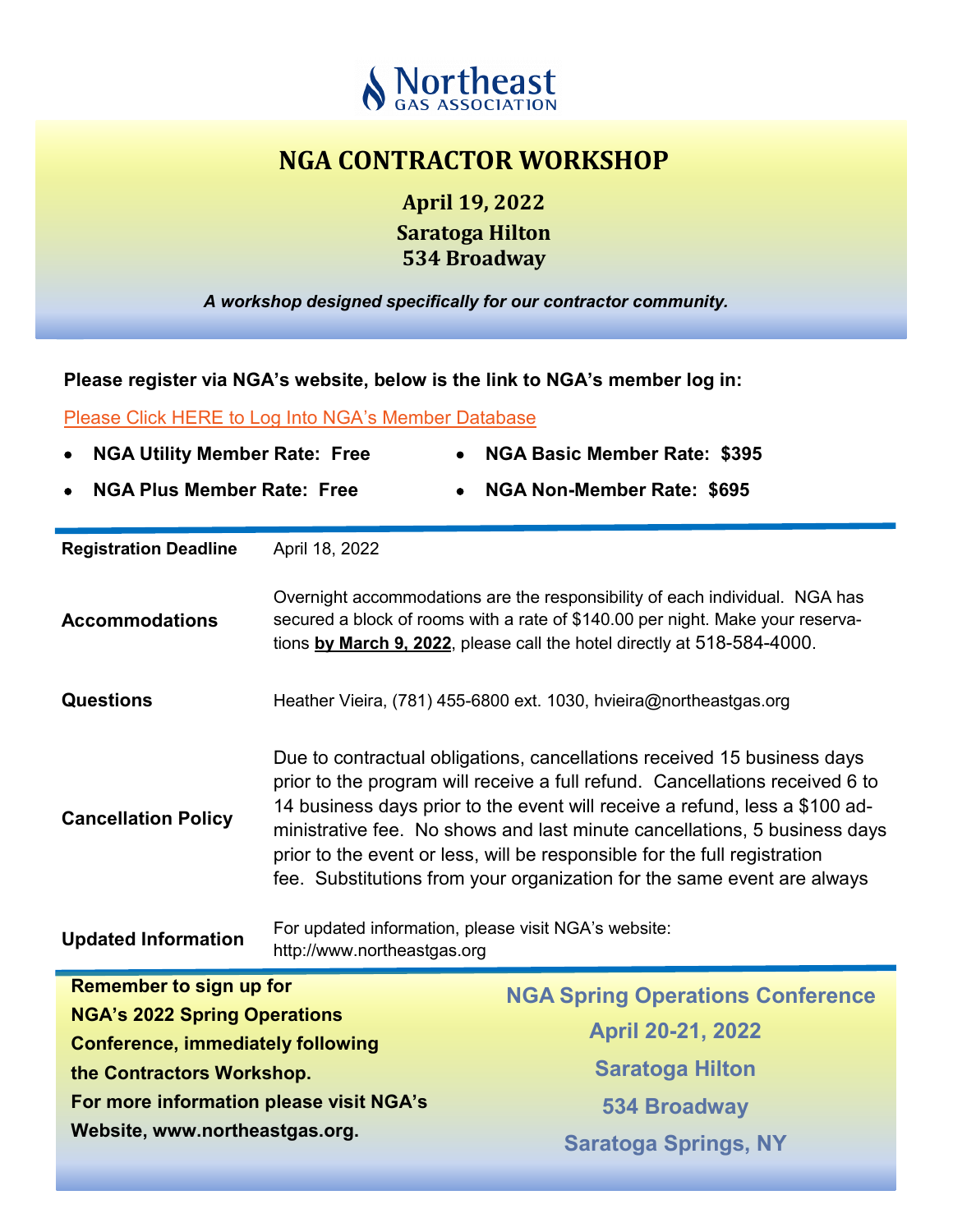Northeast GAS ASSOCIATION

# NGA CONTRACTOR WORKSHOP

## April 19, 2022
## Saratoga Hilton
## 534 Broadway

***A workshop designed specifically for our contractor community.***

**Please register via NGA's website, below is the link to NGA's member log in:**

Please Click HERE to Log Into NGA's Member Database

- **NGA Utility Member Rate: Free**
- **NGA Plus Member Rate: Free**
- **NGA Basic Member Rate: $395**
- **NGA Non-Member Rate: $695**

| | |
|---|---|
| **Registration Deadline** | April 18, 2022 |
| **Accommodations** | Overnight accommodations are the responsibility of each individual. NGA has secured a block of rooms with a rate of $140.00 per night. Make your reservations **by March 9, 2022**, please call the hotel directly at 518-584-4000. |
| **Questions** | Heather Vieira, (781) 455-6800 ext. 1030, hvieira@northeastgas.org |
| **Cancellation Policy** | Due to contractual obligations, cancellations received 15 business days prior to the program will receive a full refund. Cancellations received 6 to 14 business days prior to the event will receive a refund, less a $100 administrative fee. No shows and last minute cancellations, 5 business days prior to the event or less, will be responsible for the full registration fee. Substitutions from your organization for the same event are always |
| **Updated Information** | For updated information, please visit NGA's website: http://www.northeastgas.org |

**Remember to sign up for NGA's 2022 Spring Operations Conference, immediately following the Contractors Workshop. For more information please visit NGA's Website, www.northeastgas.org.**

**NGA Spring Operations Conference**
**April 20-21, 2022**
**Saratoga Hilton**
**534 Broadway**
**Saratoga Springs, NY**